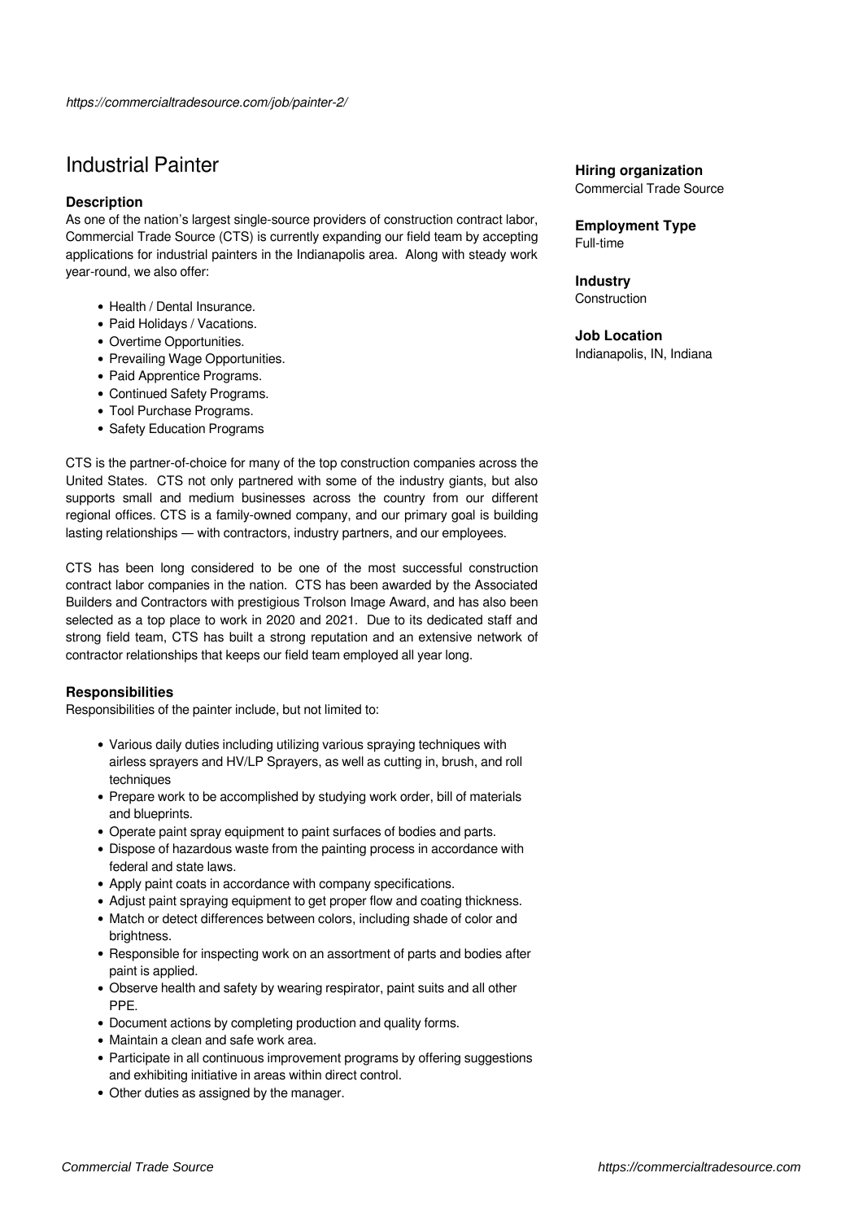*https://commercialtradesource.com/job/painter-2/*

# Industrial Painter

**Hiring organization**
Commercial Trade Source

**Employment Type**
Full-time

**Industry**
Construction

**Job Location**
Indianapolis, IN, Indiana

### Description

As one of the nation's largest single-source providers of construction contract labor, Commercial Trade Source (CTS) is currently expanding our field team by accepting applications for industrial painters in the Indianapolis area. Along with steady work year-round, we also offer:

- Health / Dental Insurance.
- Paid Holidays / Vacations.
- Overtime Opportunities.
- Prevailing Wage Opportunities.
- Paid Apprentice Programs.
- Continued Safety Programs.
- Tool Purchase Programs.
- Safety Education Programs

CTS is the partner-of-choice for many of the top construction companies across the United States. CTS not only partnered with some of the industry giants, but also supports small and medium businesses across the country from our different regional offices. CTS is a family-owned company, and our primary goal is building lasting relationships — with contractors, industry partners, and our employees.

CTS has been long considered to be one of the most successful construction contract labor companies in the nation. CTS has been awarded by the Associated Builders and Contractors with prestigious Trolson Image Award, and has also been selected as a top place to work in 2020 and 2021. Due to its dedicated staff and strong field team, CTS has built a strong reputation and an extensive network of contractor relationships that keeps our field team employed all year long.

### Responsibilities

Responsibilities of the painter include, but not limited to:

- Various daily duties including utilizing various spraying techniques with airless sprayers and HV/LP Sprayers, as well as cutting in, brush, and roll techniques
- Prepare work to be accomplished by studying work order, bill of materials and blueprints.
- Operate paint spray equipment to paint surfaces of bodies and parts.
- Dispose of hazardous waste from the painting process in accordance with federal and state laws.
- Apply paint coats in accordance with company specifications.
- Adjust paint spraying equipment to get proper flow and coating thickness.
- Match or detect differences between colors, including shade of color and brightness.
- Responsible for inspecting work on an assortment of parts and bodies after paint is applied.
- Observe health and safety by wearing respirator, paint suits and all other PPE.
- Document actions by completing production and quality forms.
- Maintain a clean and safe work area.
- Participate in all continuous improvement programs by offering suggestions and exhibiting initiative in areas within direct control.
- Other duties as assigned by the manager.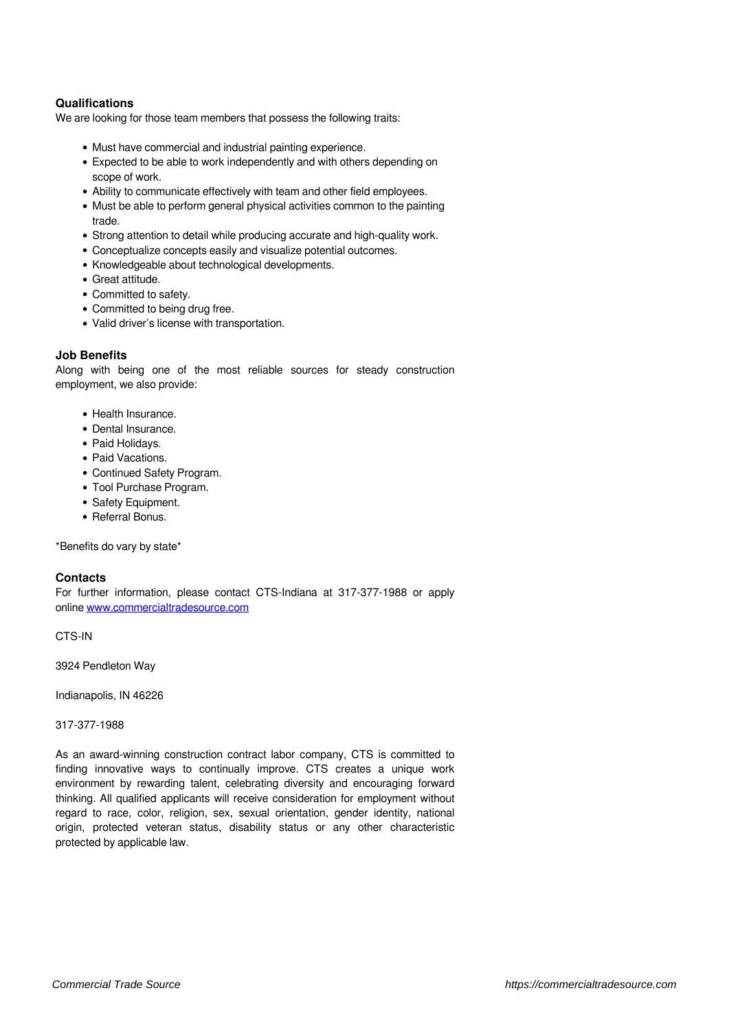### Qualifications

We are looking for those team members that possess the following traits:

- Must have commercial and industrial painting experience.
- Expected to be able to work independently and with others depending on scope of work.
- Ability to communicate effectively with team and other field employees.
- Must be able to perform general physical activities common to the painting trade.
- Strong attention to detail while producing accurate and high-quality work.
- Conceptualize concepts easily and visualize potential outcomes.
- Knowledgeable about technological developments.
- Great attitude.
- Committed to safety.
- Committed to being drug free.
- Valid driver's license with transportation.

### Job Benefits

Along with being one of the most reliable sources for steady construction employment, we also provide:

- Health Insurance.
- Dental Insurance.
- Paid Holidays.
- Paid Vacations.
- Continued Safety Program.
- Tool Purchase Program.
- Safety Equipment.
- Referral Bonus.

*Benefits do vary by state*

### Contacts

For further information, please contact CTS-Indiana at 317-377-1988 or apply online [www.commercialtradesource.com](http://www.commercialtradesource.com)

CTS-IN

3924 Pendleton Way

Indianapolis, IN 46226

317-377-1988

As an award-winning construction contract labor company, CTS is committed to finding innovative ways to continually improve. CTS creates a unique work environment by rewarding talent, celebrating diversity and encouraging forward thinking. All qualified applicants will receive consideration for employment without regard to race, color, religion, sex, sexual orientation, gender identity, national origin, protected veteran status, disability status or any other characteristic protected by applicable law.